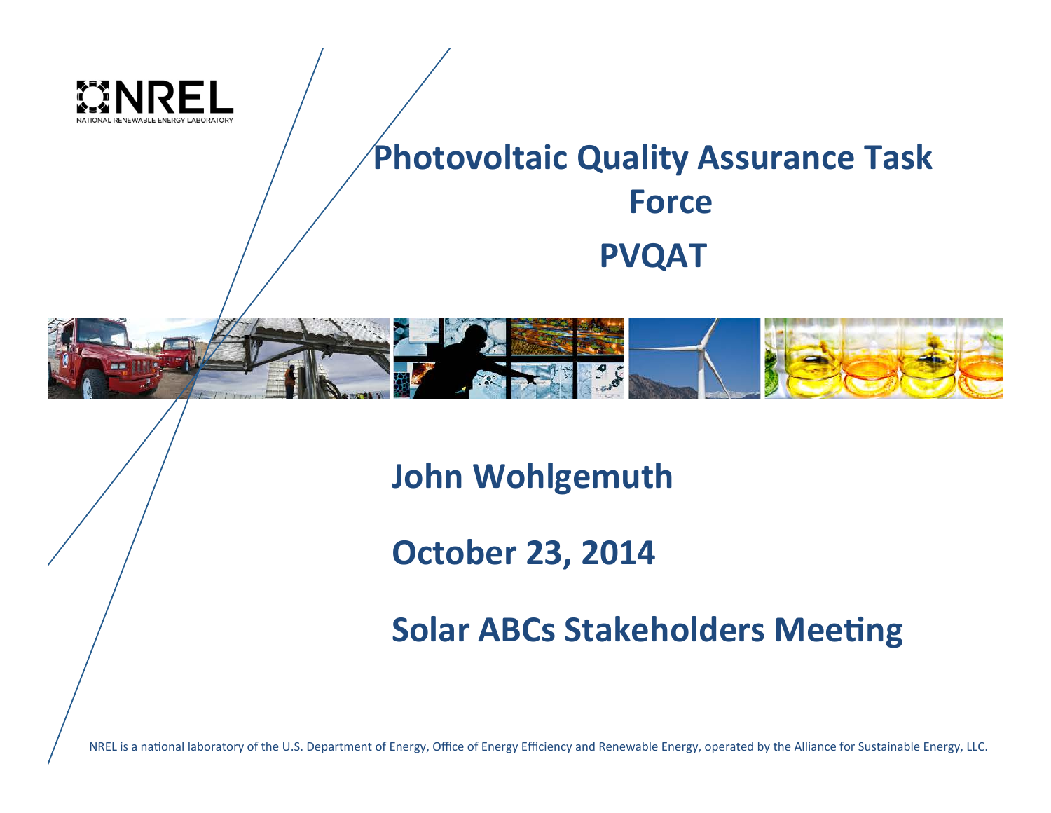NREL
NATIONAL RENEWABLE ENERGY LABORATORY

# Photovoltaic Quality Assurance Task Force

# PVQAT

**John Wohlgemuth**

**October 23, 2014**

**Solar ABCs Stakeholders Meeting**

NREL is a national laboratory of the U.S. Department of Energy, Office of Energy Efficiency and Renewable Energy, operated by the Alliance for Sustainable Energy, LLC.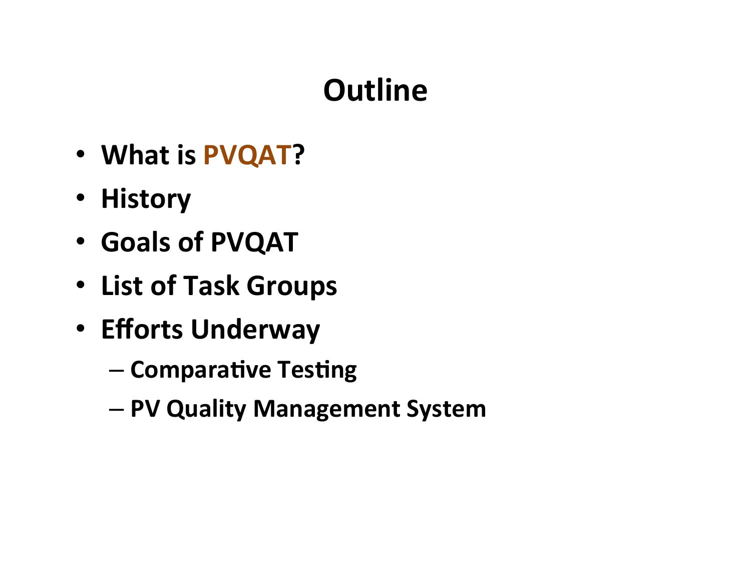# Outline

- What is PVQAT?
- History
- Goals of PVQAT
- List of Task Groups
- Efforts Underway
  - Comparative Testing
  - PV Quality Management System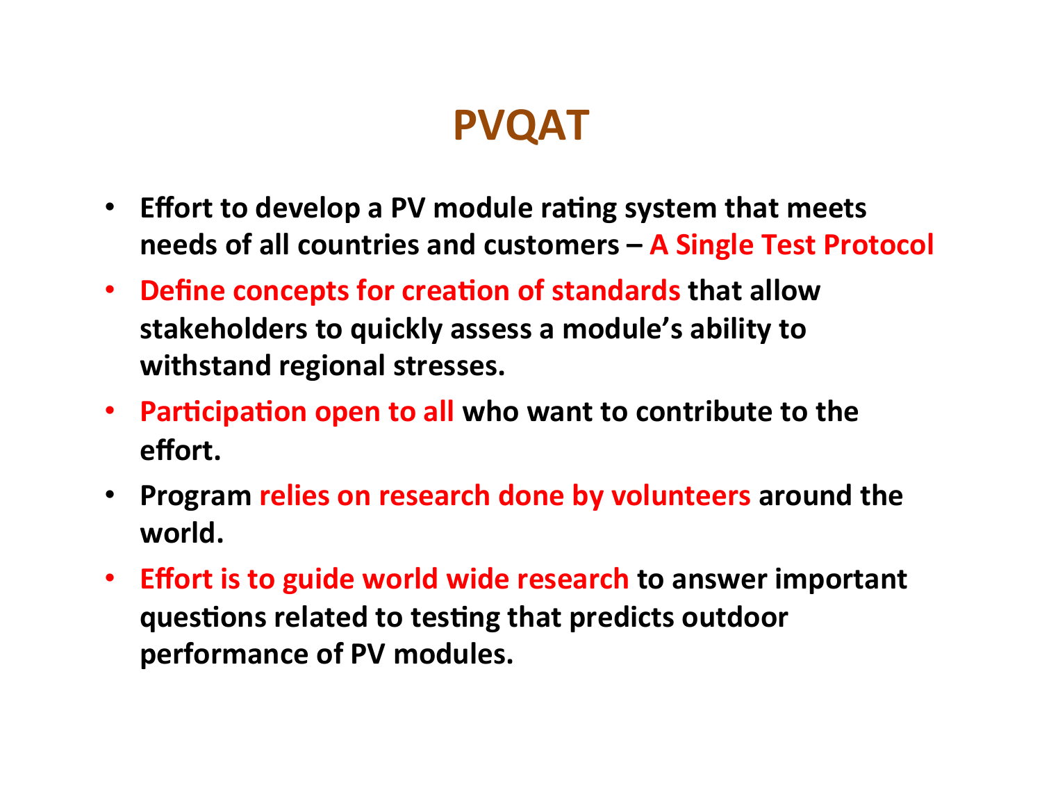# PVQAT

- **Effort to develop a PV module rating system that meets needs of all countries and customers – A Single Test Protocol**
- **Define concepts for creation of standards that allow stakeholders to quickly assess a module's ability to withstand regional stresses.**
- **Participation open to all who want to contribute to the effort.**
- **Program relies on research done by volunteers around the world.**
- **Effort is to guide world wide research to answer important questions related to testing that predicts outdoor performance of PV modules.**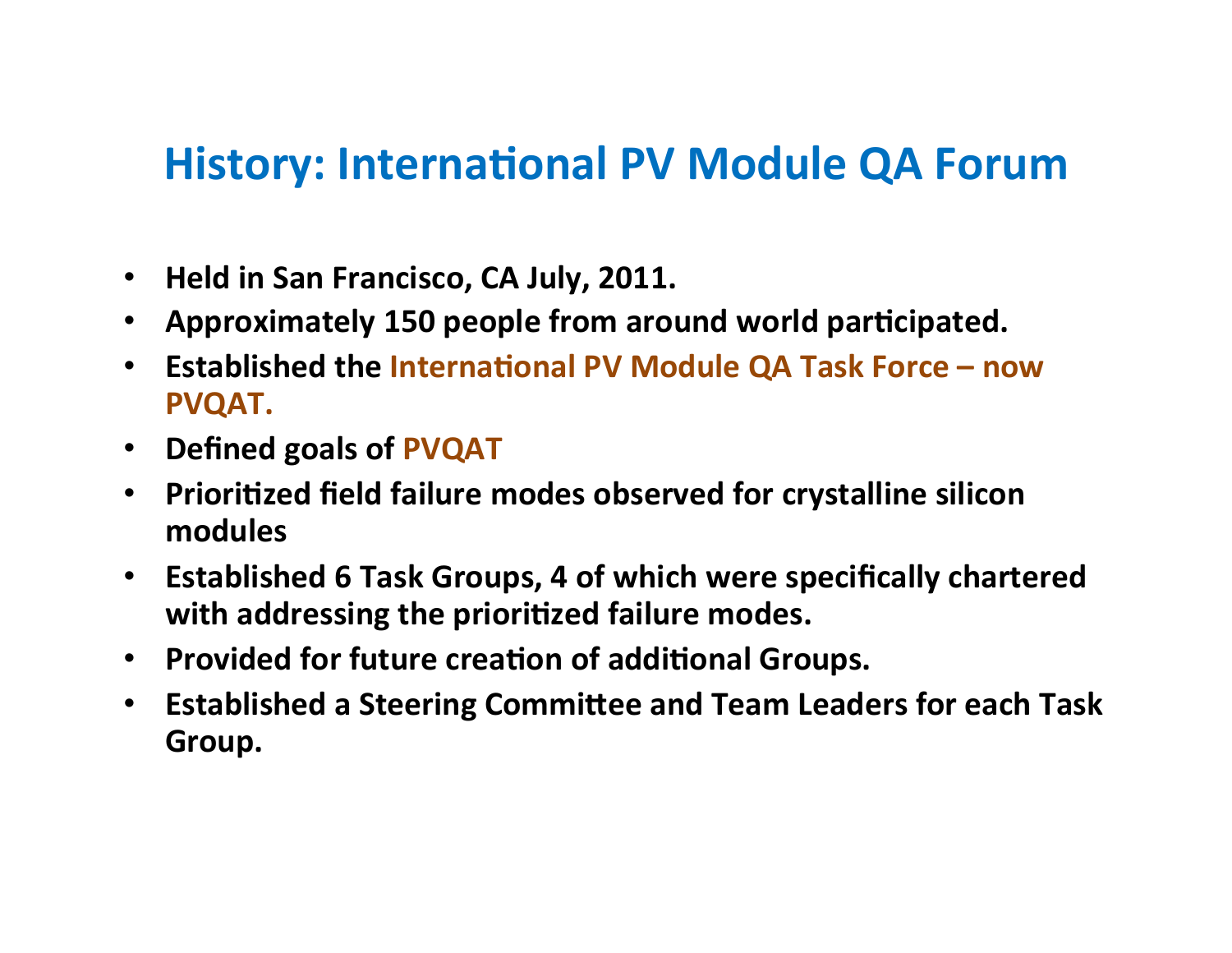# History: International PV Module QA Forum

- **Held in San Francisco, CA July, 2011.**
- **Approximately 150 people from around world participated.**
- **Established the International PV Module QA Task Force – now PVQAT.**
- **Defined goals of PVQAT**
- **Prioritized field failure modes observed for crystalline silicon modules**
- **Established 6 Task Groups, 4 of which were specifically chartered with addressing the prioritized failure modes.**
- **Provided for future creation of additional Groups.**
- **Established a Steering Committee and Team Leaders for each Task Group.**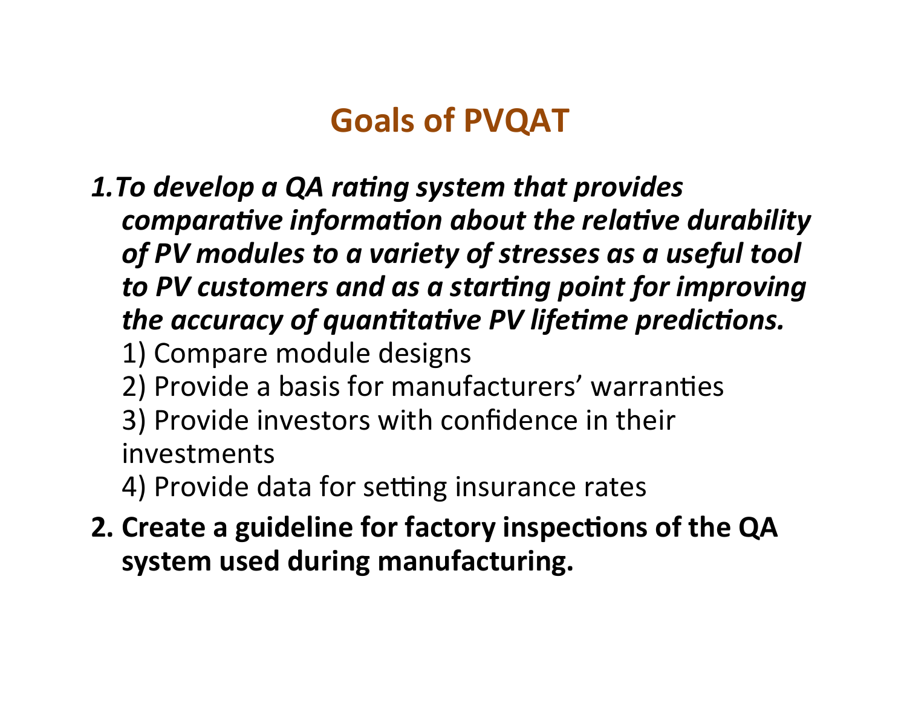# Goals of PVQAT

1. ***To develop a QA rating system that provides comparative information about the relative durability of PV modules to a variety of stresses as a useful tool to PV customers and as a starting point for improving the accuracy of quantitative PV lifetime predictions.***
   1) Compare module designs
   2) Provide a basis for manufacturers' warranties
   3) Provide investors with confidence in their investments
   4) Provide data for setting insurance rates
2. **Create a guideline for factory inspections of the QA system used during manufacturing.**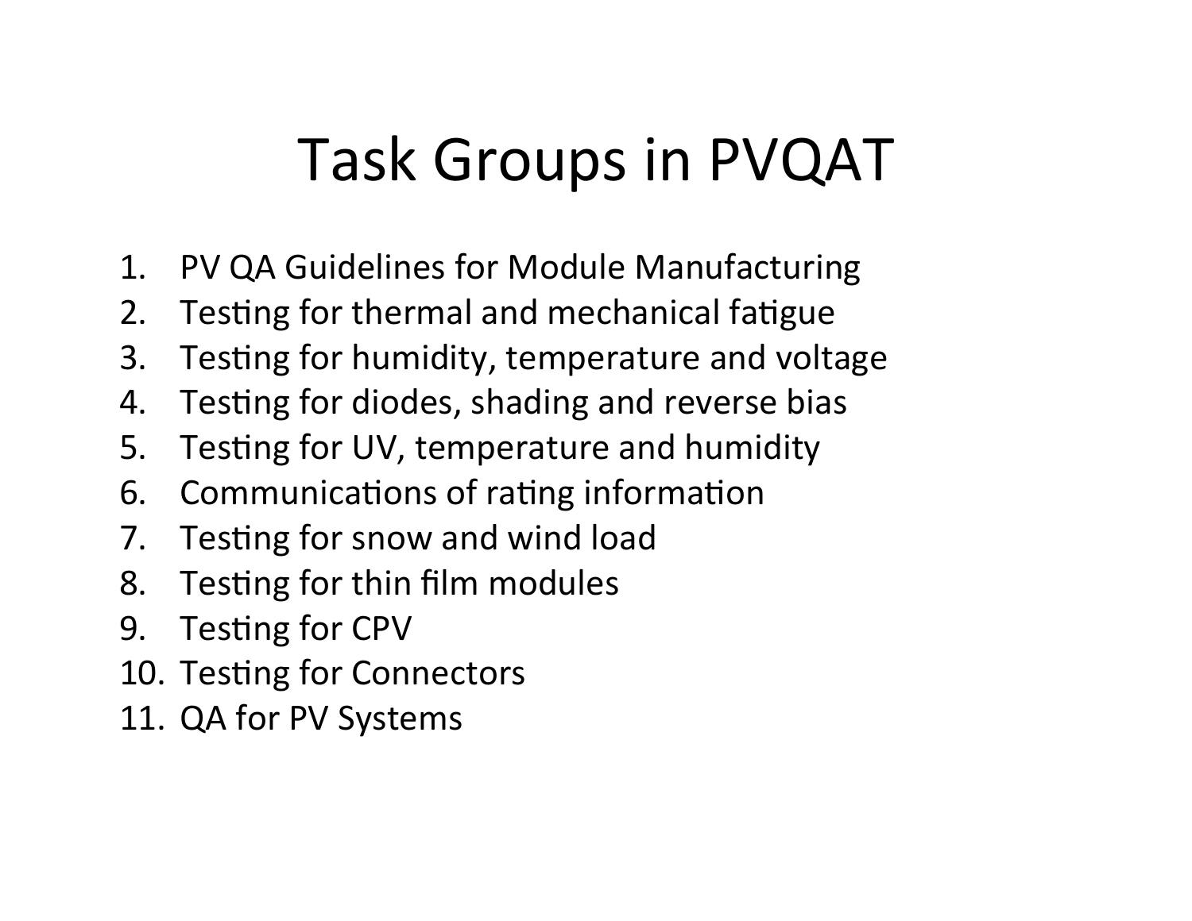# Task Groups in PVQAT

1. PV QA Guidelines for Module Manufacturing
2. Testing for thermal and mechanical fatigue
3. Testing for humidity, temperature and voltage
4. Testing for diodes, shading and reverse bias
5. Testing for UV, temperature and humidity
6. Communications of rating information
7. Testing for snow and wind load
8. Testing for thin film modules
9. Testing for CPV
10. Testing for Connectors
11. QA for PV Systems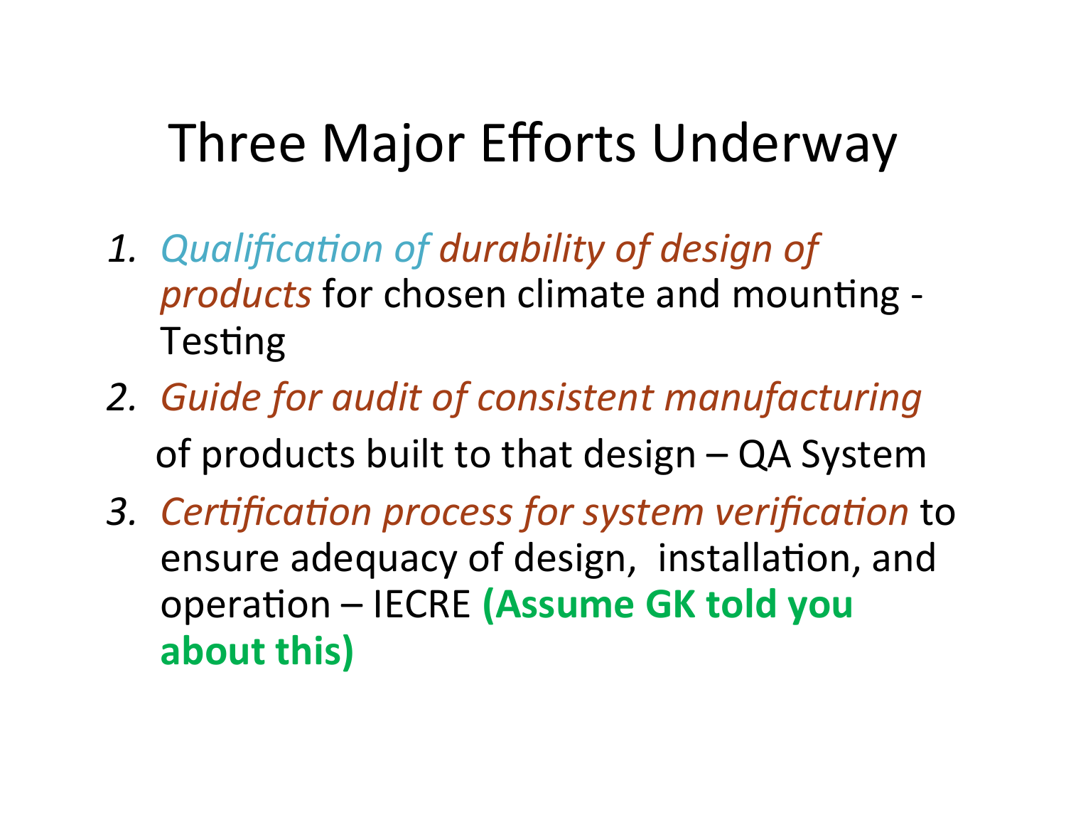# Three Major Efforts Underway

1. *Qualification of durability of design of products* for chosen climate and mounting - Testing
2. *Guide for audit of consistent manufacturing* of products built to that design – QA System
3. *Certification process for system verification* to ensure adequacy of design, installation, and operation – IECRE **(Assume GK told you about this)**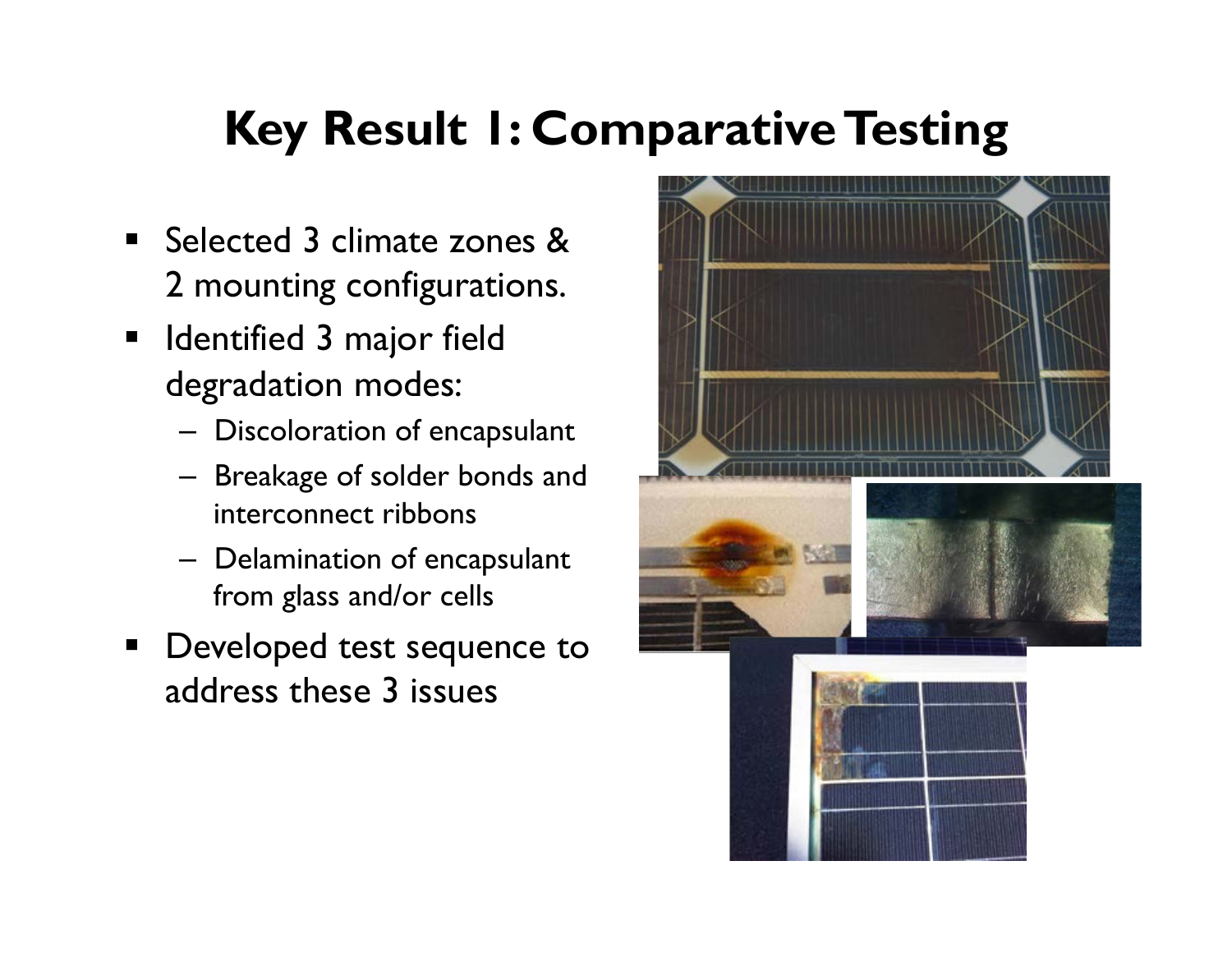# Key Result 1: Comparative Testing

- Selected 3 climate zones & 2 mounting configurations.
- Identified 3 major field degradation modes:
  - Discoloration of encapsulant
  - Breakage of solder bonds and interconnect ribbons
  - Delamination of encapsulant from glass and/or cells
- Developed test sequence to address these 3 issues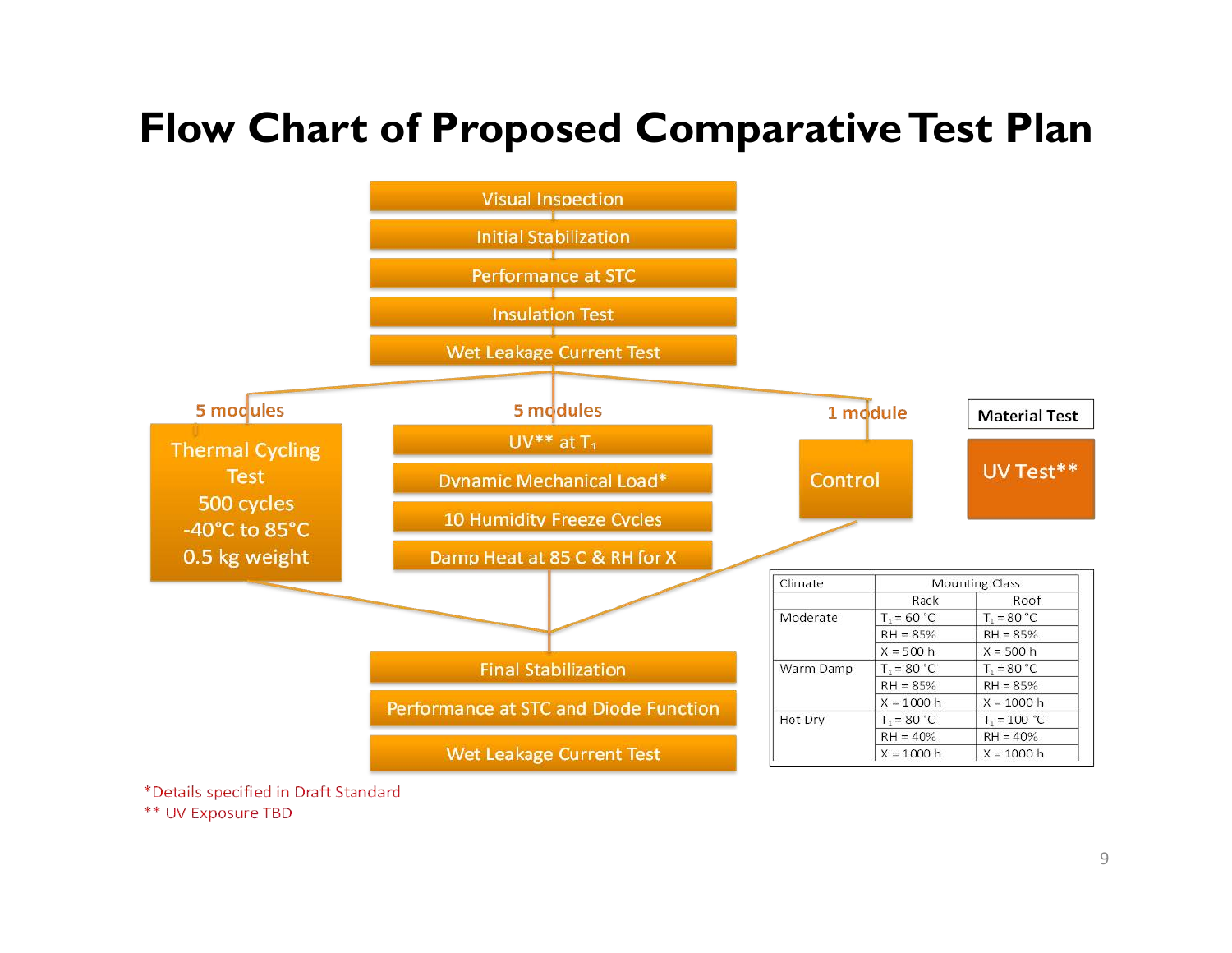# Flow Chart of Proposed Comparative Test Plan

- Visual Inspection
- Initial Stabilization
- Performance at STC
- Insulation Test
- Wet Leakage Current Test

**5 modules**

Thermal Cycling Test
500 cycles
-40°C to 85°C
0.5 kg weight

**5 modules**

- UV** at $T_1$
- Dynamic Mechanical Load*
- 10 Humidity Freeze Cycles
- Damp Heat at 85 C & RH for X

**1 module**

Control

**Material Test**

UV Test**

- Final Stabilization
- Performance at STC and Diode Function
- Wet Leakage Current Test

| Climate | Mounting Class | |
|---|---|---|
| | Rack | Roof |
| Moderate | $T_1$ = 60 °C | $T_1$ = 80 °C |
| | RH = 85% | RH = 85% |
| | X = 500 h | X = 500 h |
| Warm Damp | $T_1$ = 80 °C | $T_1$ = 80 °C |
| | RH = 85% | RH = 85% |
| | X = 1000 h | X = 1000 h |
| Hot Dry | $T_1$ = 80 °C | $T_1$ = 100 °C |
| | RH = 40% | RH = 40% |
| | X = 1000 h | X = 1000 h |

*Details specified in Draft Standard
** UV Exposure TBD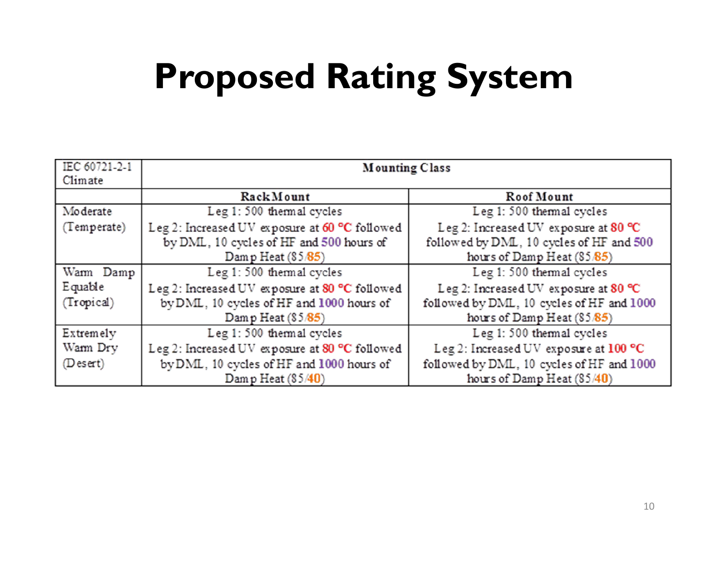# Proposed Rating System

| IEC 60721-2-1 Climate | Mounting Class | |
|---|---|---|
| | **Rack Mount** | **Roof Mount** |
| Moderate (Temperate) | Leg 1: 500 thermal cycles<br>Leg 2: Increased UV exposure at 60 °C followed by DML, 10 cycles of HF and 500 hours of Damp Heat (85/85) | Leg 1: 500 thermal cycles<br>Leg 2: Increased UV exposure at 80 °C followed by DML, 10 cycles of HF and 500 hours of Damp Heat (85/85) |
| Warm Damp Equable (Tropical) | Leg 1: 500 thermal cycles<br>Leg 2: Increased UV exposure at 80 °C followed by DML, 10 cycles of HF and 1000 hours of Damp Heat (85/85) | Leg 1: 500 thermal cycles<br>Leg 2: Increased UV exposure at 80 °C followed by DML, 10 cycles of HF and 1000 hours of Damp Heat (85/85) |
| Extremely Warm Dry (Desert) | Leg 1: 500 thermal cycles<br>Leg 2: Increased UV exposure at 80 °C followed by DML, 10 cycles of HF and 1000 hours of Damp Heat (85/40) | Leg 1: 500 thermal cycles<br>Leg 2: Increased UV exposure at 100 °C followed by DML, 10 cycles of HF and 1000 hours of Damp Heat (85/40) |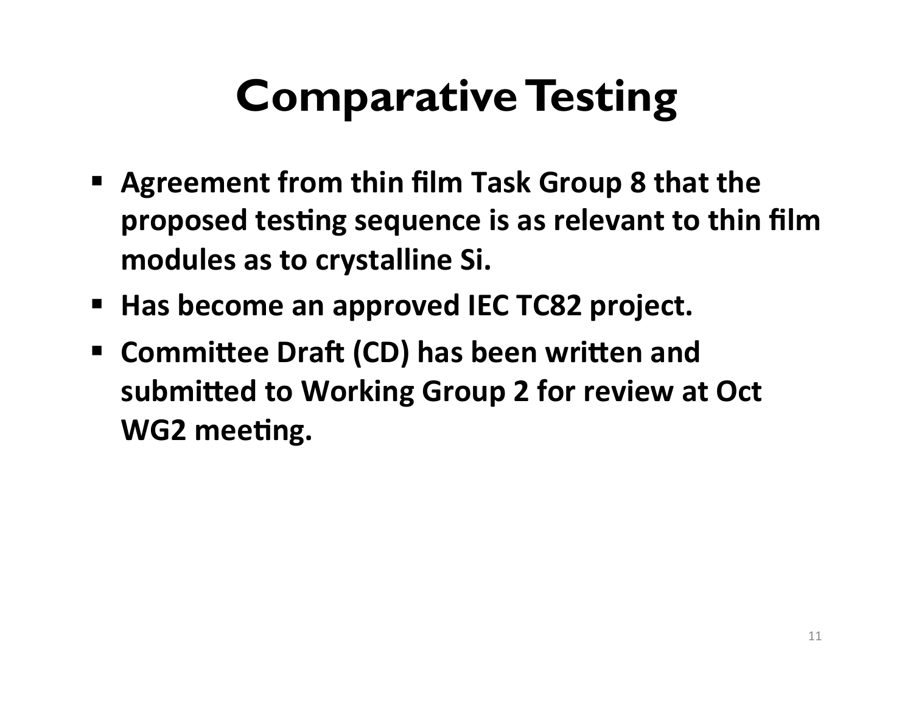# Comparative Testing

- **Agreement from thin film Task Group 8 that the proposed testing sequence is as relevant to thin film modules as to crystalline Si.**
- **Has become an approved IEC TC82 project.**
- **Committee Draft (CD) has been written and submitted to Working Group 2 for review at Oct WG2 meeting.**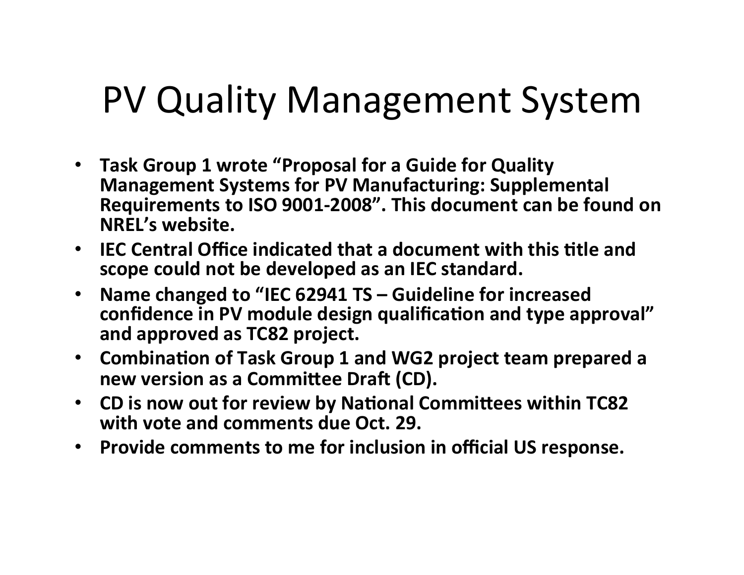# PV Quality Management System

- **Task Group 1 wrote "Proposal for a Guide for Quality Management Systems for PV Manufacturing: Supplemental Requirements to ISO 9001-2008". This document can be found on NREL's website.**
- **IEC Central Office indicated that a document with this title and scope could not be developed as an IEC standard.**
- **Name changed to "IEC 62941 TS – Guideline for increased confidence in PV module design qualification and type approval" and approved as TC82 project.**
- **Combination of Task Group 1 and WG2 project team prepared a new version as a Committee Draft (CD).**
- **CD is now out for review by National Committees within TC82 with vote and comments due Oct. 29.**
- **Provide comments to me for inclusion in official US response.**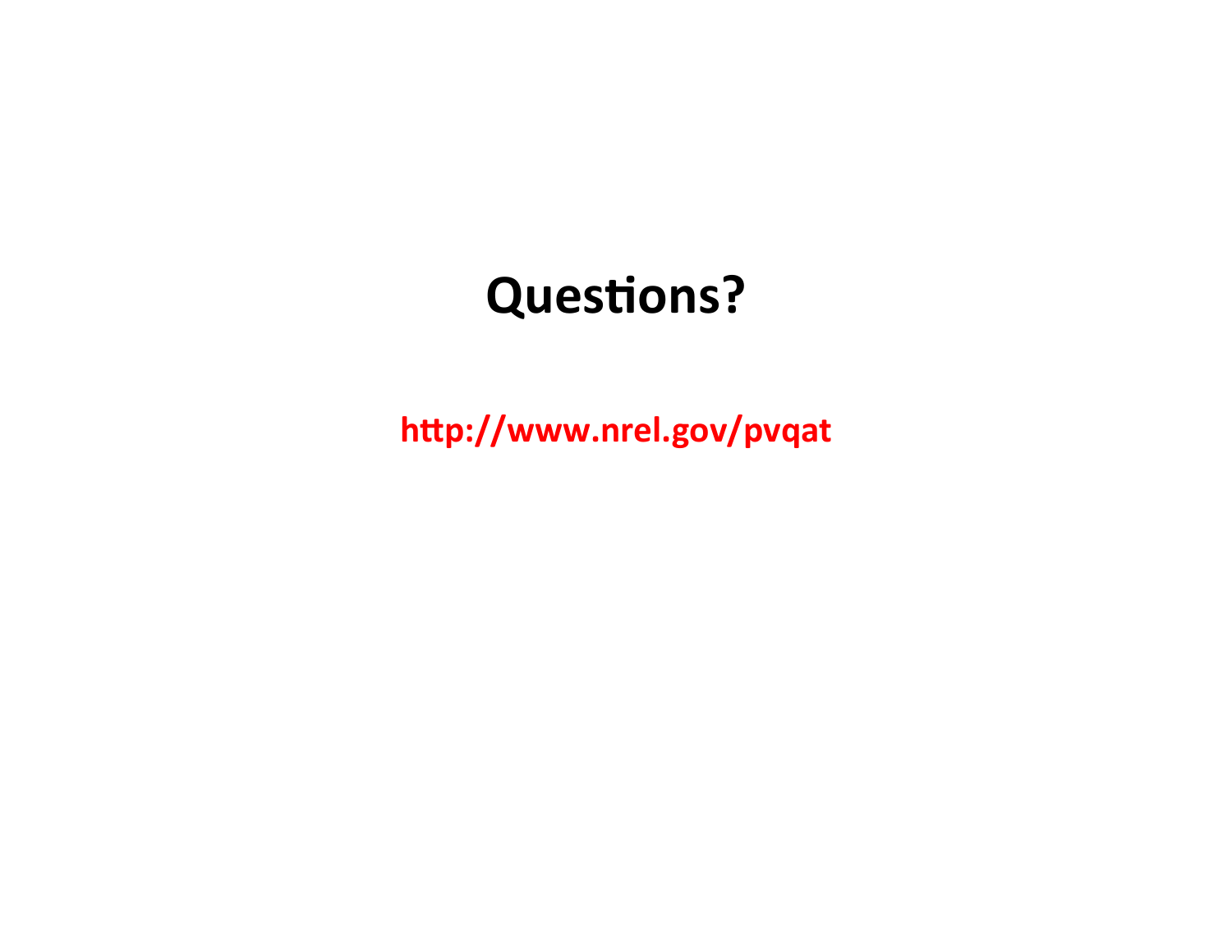# Questions?

**http://www.nrel.gov/pvqat**